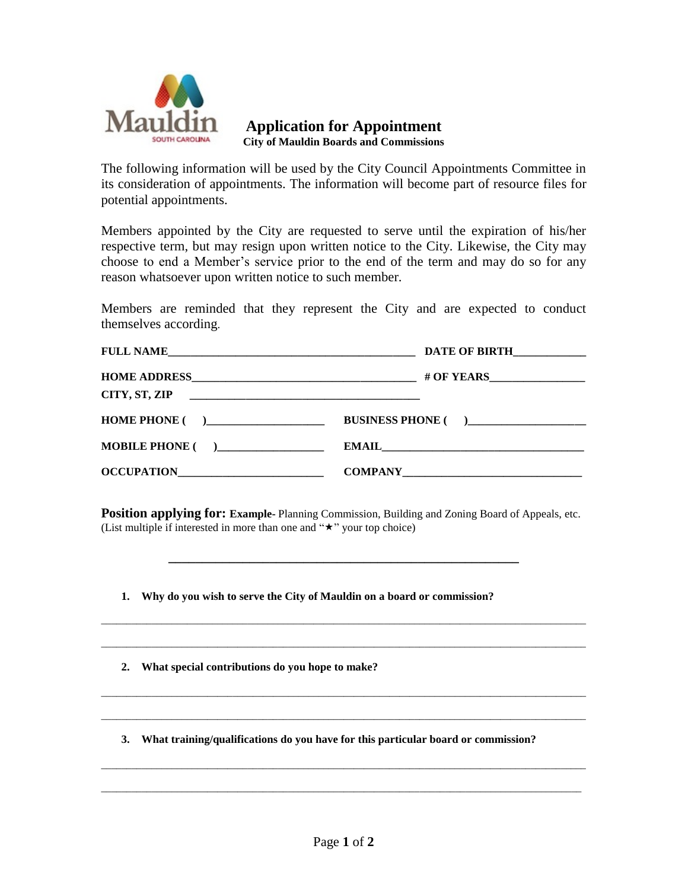Mauldin
SOUTH CAROLINA

# Application for Appointment

**City of Mauldin Boards and Commissions**

The following information will be used by the City Council Appointments Committee in its consideration of appointments. The information will become part of resource files for potential appointments.

Members appointed by the City are requested to serve until the expiration of his/her respective term, but may resign upon written notice to the City. Likewise, the City may choose to end a Member's service prior to the end of the term and may do so for any reason whatsoever upon written notice to such member.

Members are reminded that they represent the City and are expected to conduct themselves according.

**FULL NAME**______________________________________________ **DATE OF BIRTH**_____________

**HOME ADDRESS**__________________________________________ **# OF YEARS**_________________

**CITY, ST, ZIP** __________________________________________

**HOME PHONE (     )**_____________________ **BUSINESS PHONE (     )**_____________________

**MOBILE PHONE (     )**___________________ **EMAIL**_____________________________________

**OCCUPATION**___________________________ **COMPANY**________________________________

**Position applying for:** **Example-** Planning Commission, Building and Zoning Board of Appeals, etc. (List multiple if interested in more than one and "★" your top choice)

___________________________________________________________

1. **Why do you wish to serve the City of Mauldin on a board or commission?**

_____________________________________________________________________________________

_____________________________________________________________________________________

2. **What special contributions do you hope to make?**

_____________________________________________________________________________________

_____________________________________________________________________________________

3. **What training/qualifications do you have for this particular board or commission?**

_____________________________________________________________________________________

_____________________________________________________________________________________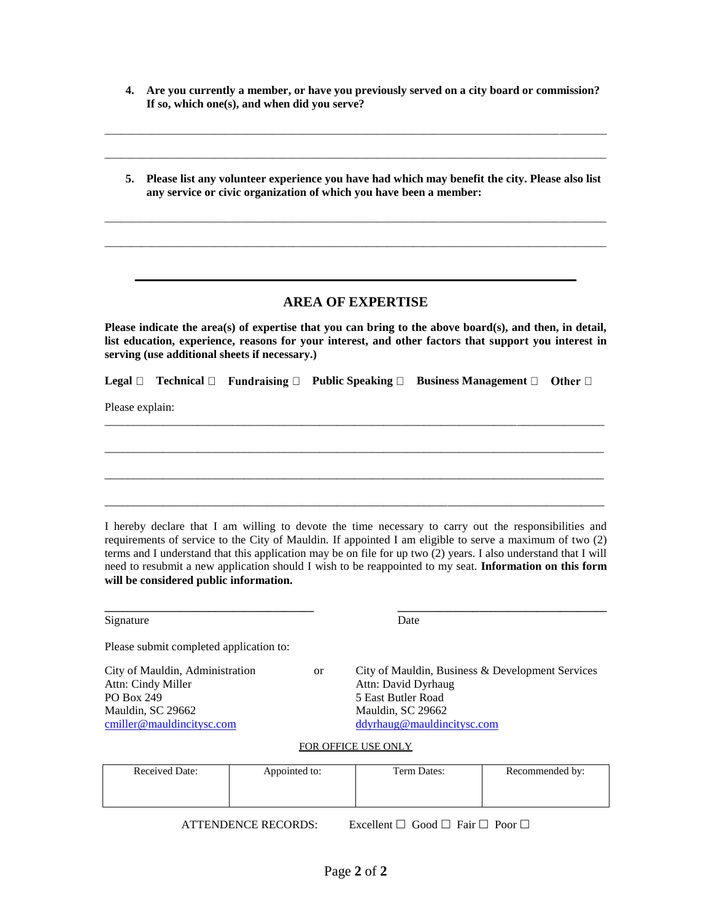4. **Are you currently a member, or have you previously served on a city board or commission? If so, which one(s), and when did you serve?**

\_\_\_\_\_\_\_\_\_\_\_\_\_\_\_\_\_\_\_\_\_\_\_\_\_\_\_\_\_\_\_\_\_\_\_\_\_\_\_\_\_\_\_\_\_\_\_\_\_\_\_\_\_\_\_\_\_\_\_\_\_\_\_\_\_\_\_\_\_\_\_\_\_\_\_\_\_\_

\_\_\_\_\_\_\_\_\_\_\_\_\_\_\_\_\_\_\_\_\_\_\_\_\_\_\_\_\_\_\_\_\_\_\_\_\_\_\_\_\_\_\_\_\_\_\_\_\_\_\_\_\_\_\_\_\_\_\_\_\_\_\_\_\_\_\_\_\_\_\_\_\_\_\_\_\_\_

5. **Please list any volunteer experience you have had which may benefit the city. Please also list any service or civic organization of which you have been a member:**

\_\_\_\_\_\_\_\_\_\_\_\_\_\_\_\_\_\_\_\_\_\_\_\_\_\_\_\_\_\_\_\_\_\_\_\_\_\_\_\_\_\_\_\_\_\_\_\_\_\_\_\_\_\_\_\_\_\_\_\_\_\_\_\_\_\_\_\_\_\_\_\_\_\_\_\_\_\_

\_\_\_\_\_\_\_\_\_\_\_\_\_\_\_\_\_\_\_\_\_\_\_\_\_\_\_\_\_\_\_\_\_\_\_\_\_\_\_\_\_\_\_\_\_\_\_\_\_\_\_\_\_\_\_\_\_\_\_\_\_\_\_\_\_\_\_\_\_\_\_\_\_\_\_\_\_\_

## AREA OF EXPERTISE

**Please indicate the area(s) of expertise that you can bring to the above board(s), and then, in detail, list education, experience, reasons for your interest, and other factors that support you interest in serving (use additional sheets if necessary.)**

**Legal** ☐ **Technical** ☐ **Fundraising** ☐ **Public Speaking** ☐ **Business Management** ☐ **Other** ☐

Please explain:

\_\_\_\_\_\_\_\_\_\_\_\_\_\_\_\_\_\_\_\_\_\_\_\_\_\_\_\_\_\_\_\_\_\_\_\_\_\_\_\_\_\_\_\_\_\_\_\_\_\_\_\_\_\_\_\_\_\_\_\_\_\_\_\_\_\_\_\_\_\_\_\_\_\_\_\_\_\_

\_\_\_\_\_\_\_\_\_\_\_\_\_\_\_\_\_\_\_\_\_\_\_\_\_\_\_\_\_\_\_\_\_\_\_\_\_\_\_\_\_\_\_\_\_\_\_\_\_\_\_\_\_\_\_\_\_\_\_\_\_\_\_\_\_\_\_\_\_\_\_\_\_\_\_\_\_\_

\_\_\_\_\_\_\_\_\_\_\_\_\_\_\_\_\_\_\_\_\_\_\_\_\_\_\_\_\_\_\_\_\_\_\_\_\_\_\_\_\_\_\_\_\_\_\_\_\_\_\_\_\_\_\_\_\_\_\_\_\_\_\_\_\_\_\_\_\_\_\_\_\_\_\_\_\_\_

\_\_\_\_\_\_\_\_\_\_\_\_\_\_\_\_\_\_\_\_\_\_\_\_\_\_\_\_\_\_\_\_\_\_\_\_\_\_\_\_\_\_\_\_\_\_\_\_\_\_\_\_\_\_\_\_\_\_\_\_\_\_\_\_\_\_\_\_\_\_\_\_\_\_\_\_\_\_

I hereby declare that I am willing to devote the time necessary to carry out the responsibilities and requirements of service to the City of Mauldin. If appointed I am eligible to serve a maximum of two (2) terms and I understand that this application may be on file for up two (2) years. I also understand that I will need to resubmit a new application should I wish to be reappointed to my seat. **Information on this form will be considered public information.**

\_\_\_\_\_\_\_\_\_\_\_\_\_\_\_\_\_\_\_\_\_\_\_\_\_\_\_\_\_\_\_\_\_\_\_ \_\_\_\_\_\_\_\_\_\_\_\_\_\_\_\_\_\_\_\_\_\_\_\_\_\_\_\_\_\_\_\_\_\_\_
Signature Date

Please submit completed application to:

City of Mauldin, Administration
Attn: Cindy Miller
PO Box 249
Mauldin, SC 29662
cmiller@mauldincitysc.com

or

City of Mauldin, Business & Development Services
Attn: David Dyrhaug
5 East Butler Road
Mauldin, SC 29662
ddyrhaug@mauldincitysc.com

FOR OFFICE USE ONLY

| Received Date: | Appointed to: | Term Dates: | Recommended by: |
|---|---|---|---|
| | | | |

ATTENDENCE RECORDS: Excellent ☐ Good ☐ Fair ☐ Poor ☐